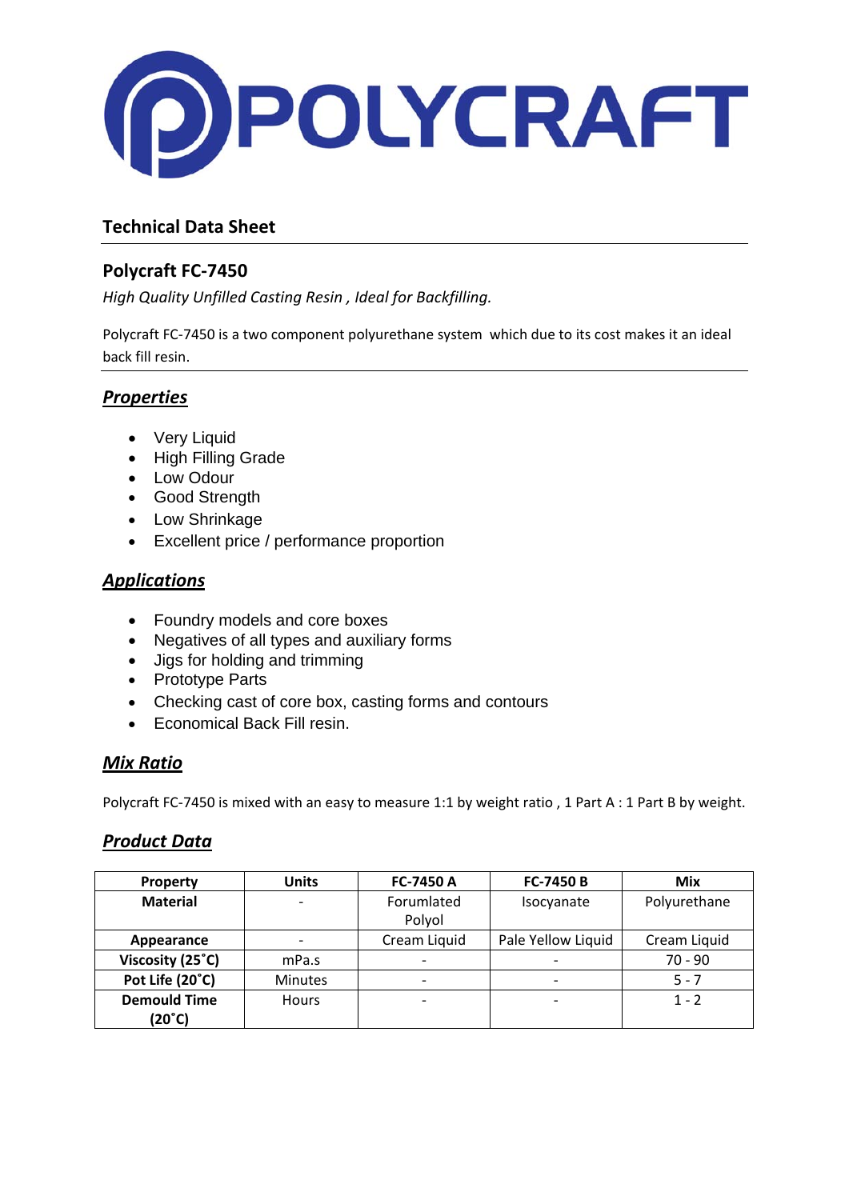# POLYCRAFT

## Technical Data Sheet

## Polycraft FC-7450

*High Quality Unfilled Casting Resin , Ideal for Backfilling.*

Polycraft FC-7450 is a two component polyurethane system which due to its cost makes it an ideal back fill resin.

### ***Properties***

- Very Liquid
- High Filling Grade
- Low Odour
- Good Strength
- Low Shrinkage
- Excellent price / performance proportion

### ***Applications***

- Foundry models and core boxes
- Negatives of all types and auxiliary forms
- Jigs for holding and trimming
- Prototype Parts
- Checking cast of core box, casting forms and contours
- Economical Back Fill resin.

### ***Mix Ratio***

Polycraft FC-7450 is mixed with an easy to measure 1:1 by weight ratio , 1 Part A : 1 Part B by weight.

### ***Product Data***

| Property | Units | FC-7450 A | FC-7450 B | Mix |
|---|---|---|---|---|
| **Material** | - | Forumlated Polyol | Isocyanate | Polyurethane |
| **Appearance** | - | Cream Liquid | Pale Yellow Liquid | Cream Liquid |
| **Viscosity (25˚C)** | mPa.s | - | - | 70 - 90 |
| **Pot Life (20˚C)** | Minutes | - | - | 5 - 7 |
| **Demould Time (20˚C)** | Hours | - | - | 1 - 2 |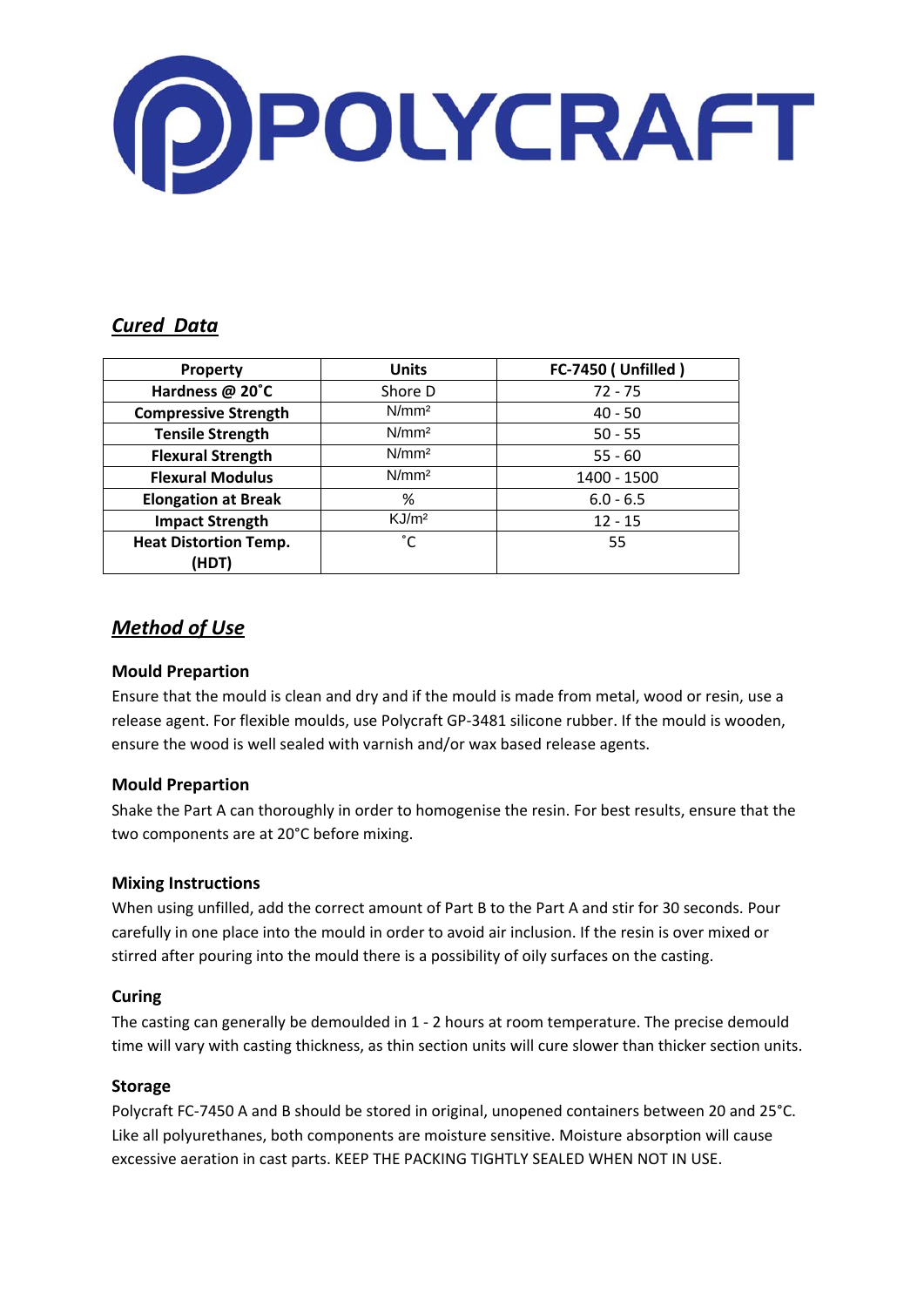# POLYCRAFT

## *Cured Data*

| Property | Units | FC-7450 ( Unfilled ) |
|---|---|---|
| Hardness @ 20˚C | Shore D | 72 - 75 |
| Compressive Strength | $N/mm^2$ | 40 - 50 |
| Tensile Strength | $N/mm^2$ | 50 - 55 |
| Flexural Strength | $N/mm^2$ | 55 - 60 |
| Flexural Modulus | $N/mm^2$ | 1400 - 1500 |
| Elongation at Break | % | 6.0 - 6.5 |
| Impact Strength | $KJ/m^2$ | 12 - 15 |
| Heat Distortion Temp. (HDT) | ˚C | 55 |

## *Method of Use*

### Mould Prepartion

Ensure that the mould is clean and dry and if the mould is made from metal, wood or resin, use a release agent. For flexible moulds, use Polycraft GP-3481 silicone rubber. If the mould is wooden, ensure the wood is well sealed with varnish and/or wax based release agents.

### Mould Prepartion

Shake the Part A can thoroughly in order to homogenise the resin. For best results, ensure that the two components are at 20°C before mixing.

### Mixing Instructions

When using unfilled, add the correct amount of Part B to the Part A and stir for 30 seconds. Pour carefully in one place into the mould in order to avoid air inclusion. If the resin is over mixed or stirred after pouring into the mould there is a possibility of oily surfaces on the casting.

### Curing

The casting can generally be demoulded in 1 - 2 hours at room temperature. The precise demould time will vary with casting thickness, as thin section units will cure slower than thicker section units.

### Storage

Polycraft FC-7450 A and B should be stored in original, unopened containers between 20 and 25°C. Like all polyurethanes, both components are moisture sensitive. Moisture absorption will cause excessive aeration in cast parts. KEEP THE PACKING TIGHTLY SEALED WHEN NOT IN USE.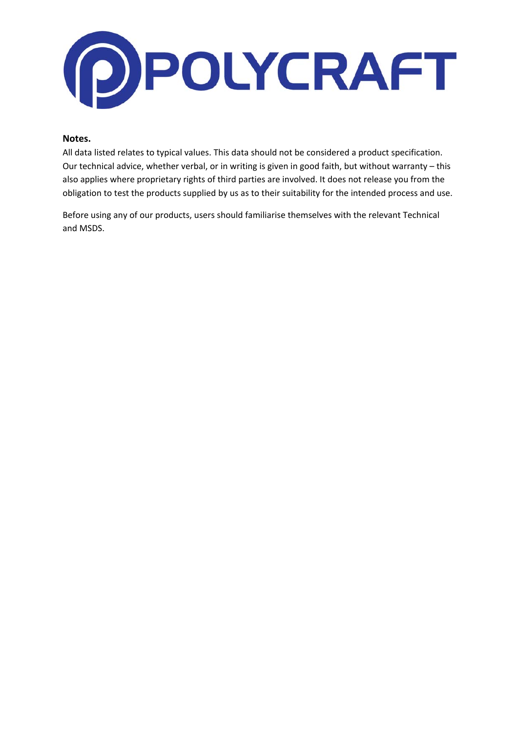**Notes.**

All data listed relates to typical values. This data should not be considered a product specification. Our technical advice, whether verbal, or in writing is given in good faith, but without warranty – this also applies where proprietary rights of third parties are involved. It does not release you from the obligation to test the products supplied by us as to their suitability for the intended process and use.

Before using any of our products, users should familiarise themselves with the relevant Technical and MSDS.